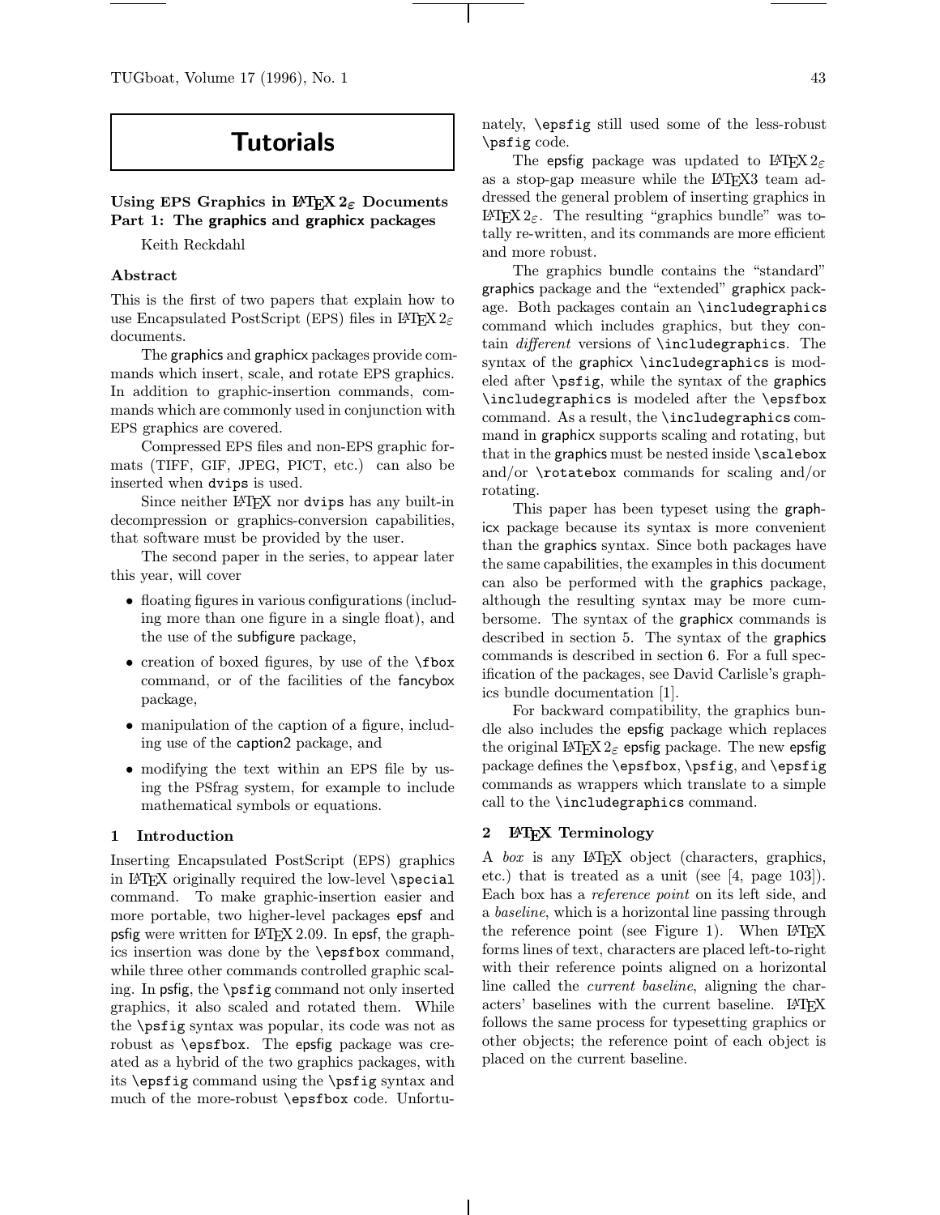# Tutorials

## Using EPS Graphics in LaTeX 2ε Documents Part 1: The graphics and graphicx packages

Keith Reckdahl

### Abstract

This is the first of two papers that explain how to use Encapsulated PostScript (EPS) files in LaTeX 2ε documents.

The graphics and graphicx packages provide commands which insert, scale, and rotate EPS graphics. In addition to graphic-insertion commands, commands which are commonly used in conjunction with EPS graphics are covered.

Compressed EPS files and non-EPS graphic formats (TIFF, GIF, JPEG, PICT, etc.) can also be inserted when `dvips` is used.

Since neither LaTeX nor `dvips` has any built-in decompression or graphics-conversion capabilities, that software must be provided by the user.

The second paper in the series, to appear later this year, will cover

- floating figures in various configurations (including more than one figure in a single float), and the use of the subfigure package,
- creation of boxed figures, by use of the `\fbox` command, or of the facilities of the fancybox package,
- manipulation of the caption of a figure, including use of the caption2 package, and
- modifying the text within an EPS file by using the PSfrag system, for example to include mathematical symbols or equations.

### 1 Introduction

Inserting Encapsulated PostScript (EPS) graphics in LaTeX originally required the low-level `\special` command. To make graphic-insertion easier and more portable, two higher-level packages epsf and psfig were written for LaTeX 2.09. In epsf, the graphics insertion was done by the `\epsfbox` command, while three other commands controlled graphic scaling. In psfig, the `\psfig` command not only inserted graphics, it also scaled and rotated them. While the `\psfig` syntax was popular, its code was not as robust as `\epsfbox`. The epsfig package was created as a hybrid of the two graphics packages, with its `\epsfig` command using the `\psfig` syntax and much of the more-robust `\epsfbox` code. Unfortunately, `\epsfig` still used some of the less-robust `\psfig` code.

The epsfig package was updated to LaTeX 2ε as a stop-gap measure while the LaTeX3 team addressed the general problem of inserting graphics in LaTeX 2ε. The resulting "graphics bundle" was totally re-written, and its commands are more efficient and more robust.

The graphics bundle contains the "standard" graphics package and the "extended" graphicx package. Both packages contain an `\includegraphics` command which includes graphics, but they contain *different* versions of `\includegraphics`. The syntax of the graphicx `\includegraphics` is modeled after `\psfig`, while the syntax of the graphics `\includegraphics` is modeled after the `\epsfbox` command. As a result, the `\includegraphics` command in graphicx supports scaling and rotating, but that in the graphics must be nested inside `\scalebox` and/or `\rotatebox` commands for scaling and/or rotating.

This paper has been typeset using the graphicx package because its syntax is more convenient than the graphics syntax. Since both packages have the same capabilities, the examples in this document can also be performed with the graphics package, although the resulting syntax may be more cumbersome. The syntax of the graphicx commands is described in section 5. The syntax of the graphics commands is described in section 6. For a full specification of the packages, see David Carlisle's graphics bundle documentation [1].

For backward compatibility, the graphics bundle also includes the epsfig package which replaces the original LaTeX 2ε epsfig package. The new epsfig package defines the `\epsfbox`, `\psfig`, and `\epsfig` commands as wrappers which translate to a simple call to the `\includegraphics` command.

### 2 LaTeX Terminology

A *box* is any LaTeX object (characters, graphics, etc.) that is treated as a unit (see [4, page 103]). Each box has a *reference point* on its left side, and a *baseline*, which is a horizontal line passing through the reference point (see Figure 1). When LaTeX forms lines of text, characters are placed left-to-right with their reference points aligned on a horizontal line called the *current baseline*, aligning the characters' baselines with the current baseline. LaTeX follows the same process for typesetting graphics or other objects; the reference point of each object is placed on the current baseline.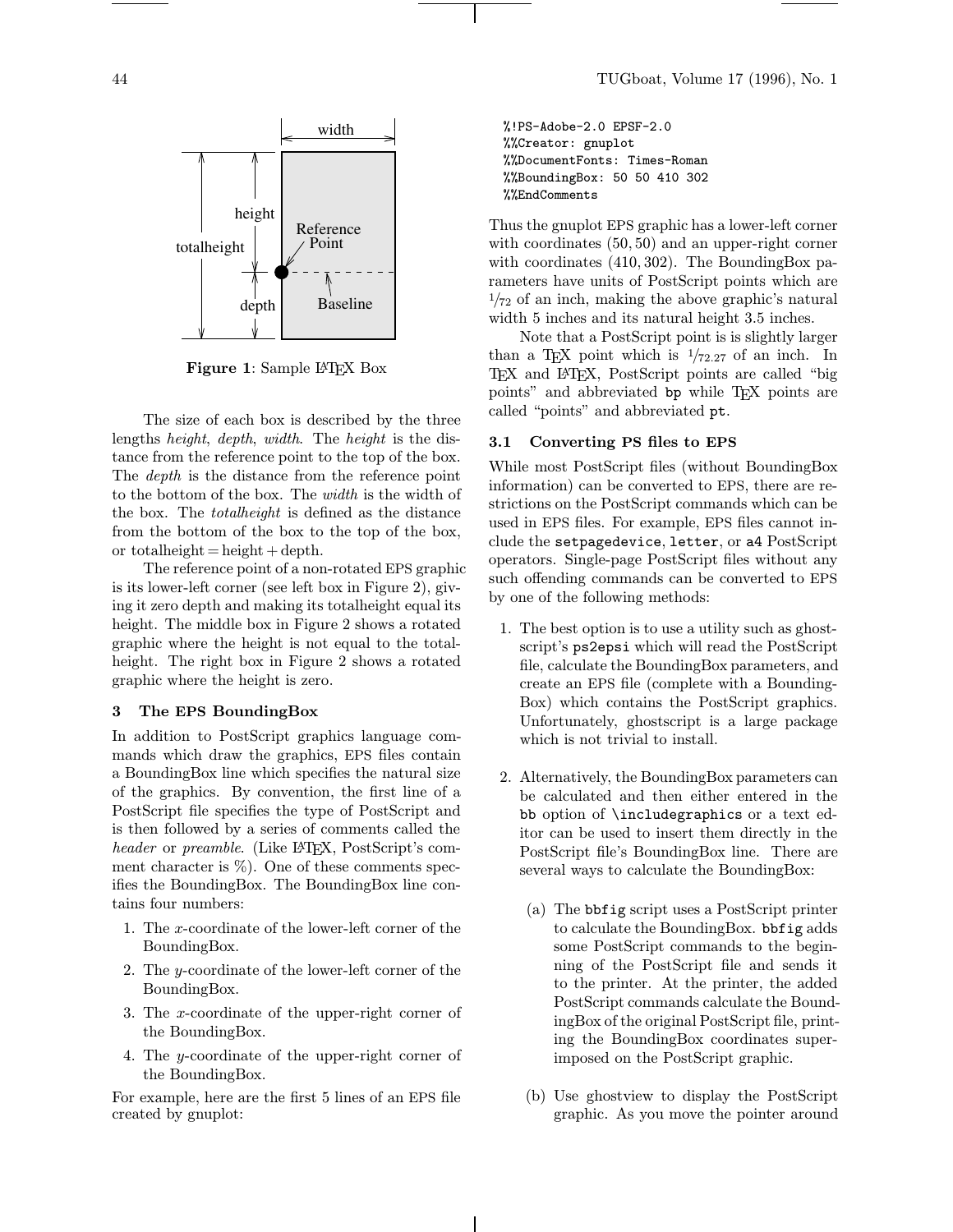**Figure 1**: Sample LaTeX Box

The size of each box is described by the three lengths *height*, *depth*, *width*. The *height* is the distance from the reference point to the top of the box. The *depth* is the distance from the reference point to the bottom of the box. The *width* is the width of the box. The *totalheight* is defined as the distance from the bottom of the box to the top of the box, or totalheight = height + depth.

The reference point of a non-rotated EPS graphic is its lower-left corner (see left box in Figure 2), giving it zero depth and making its totalheight equal its height. The middle box in Figure 2 shows a rotated graphic where the height is not equal to the totalheight. The right box in Figure 2 shows a rotated graphic where the height is zero.

### 3 The EPS BoundingBox

In addition to PostScript graphics language commands which draw the graphics, EPS files contain a BoundingBox line which specifies the natural size of the graphics. By convention, the first line of a PostScript file specifies the type of PostScript and is then followed by a series of comments called the *header* or *preamble*. (Like LaTeX, PostScript's comment character is %). One of these comments specifies the BoundingBox. The BoundingBox line contains four numbers:

1. The $x$-coordinate of the lower-left corner of the BoundingBox.
2. The $y$-coordinate of the lower-left corner of the BoundingBox.
3. The $x$-coordinate of the upper-right corner of the BoundingBox.
4. The $y$-coordinate of the upper-right corner of the BoundingBox.

For example, here are the first 5 lines of an EPS file created by gnuplot:

```
%!PS-Adobe-2.0 EPSF-2.0
%%Creator: gnuplot
%%DocumentFonts: Times-Roman
%%BoundingBox: 50 50 410 302
%%EndComments
```

Thus the gnuplot EPS graphic has a lower-left corner with coordinates $(50, 50)$ and an upper-right corner with coordinates $(410, 302)$. The BoundingBox parameters have units of PostScript points which are $1/72$ of an inch, making the above graphic's natural width 5 inches and its natural height 3.5 inches.

Note that a PostScript point is is slightly larger than a TeX point which is $1/72.27$ of an inch. In TeX and LaTeX, PostScript points are called "big points" and abbreviated `bp` while TeX points are called "points" and abbreviated `pt`.

#### 3.1 Converting PS files to EPS

While most PostScript files (without BoundingBox information) can be converted to EPS, there are restrictions on the PostScript commands which can be used in EPS files. For example, EPS files cannot include the `setpagedevice`, `letter`, or `a4` PostScript operators. Single-page PostScript files without any such offending commands can be converted to EPS by one of the following methods:

1. The best option is to use a utility such as ghostscript's `ps2epsi` which will read the PostScript file, calculate the BoundingBox parameters, and create an EPS file (complete with a BoundingBox) which contains the PostScript graphics. Unfortunately, ghostscript is a large package which is not trivial to install.

2. Alternatively, the BoundingBox parameters can be calculated and then either entered in the `bb` option of `\includegraphics` or a text editor can be used to insert them directly in the PostScript file's BoundingBox line. There are several ways to calculate the BoundingBox:

   (a) The `bbfig` script uses a PostScript printer to calculate the BoundingBox. `bbfig` adds some PostScript commands to the beginning of the PostScript file and sends it to the printer. At the printer, the added PostScript commands calculate the BoundingBox of the original PostScript file, printing the BoundingBox coordinates superimposed on the PostScript graphic.

   (b) Use ghostview to display the PostScript graphic. As you move the pointer around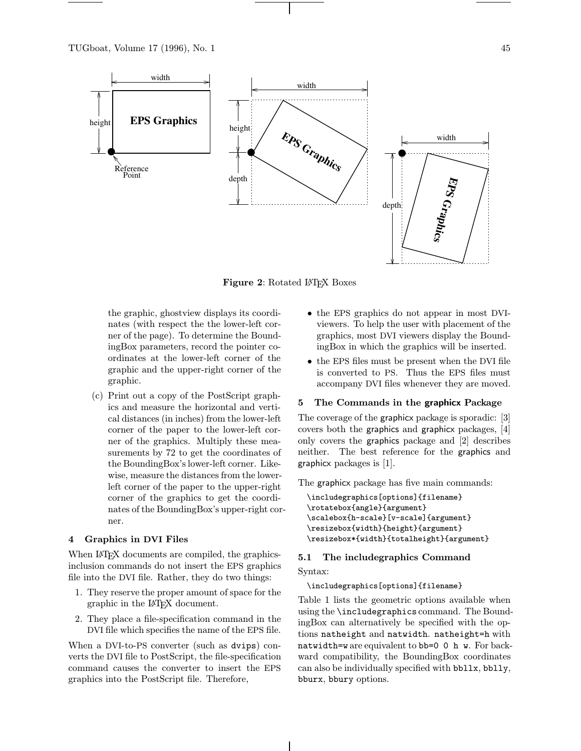Figure 2: Rotated LaTeX Boxes

the graphic, ghostview displays its coordinates (with respect the the lower-left corner of the page). To determine the BoundingBox parameters, record the pointer coordinates at the lower-left corner of the graphic and the upper-right corner of the graphic.

(c) Print out a copy of the PostScript graphics and measure the horizontal and vertical distances (in inches) from the lower-left corner of the paper to the lower-left corner of the graphics. Multiply these measurements by 72 to get the coordinates of the BoundingBox's lower-left corner. Likewise, measure the distances from the lower-left corner of the paper to the upper-right corner of the graphics to get the coordinates of the BoundingBox's upper-right corner.

## 4 Graphics in DVI Files

When LaTeX documents are compiled, the graphics-inclusion commands do not insert the EPS graphics file into the DVI file. Rather, they do two things:

1. They reserve the proper amount of space for the graphic in the LaTeX document.
2. They place a file-specification command in the DVI file which specifies the name of the EPS file.

When a DVI-to-PS converter (such as `dvips`) converts the DVI file to PostScript, the file-specification command causes the converter to insert the EPS graphics into the PostScript file. Therefore,

- the EPS graphics do not appear in most DVI-viewers. To help the user with placement of the graphics, most DVI viewers display the BoundingBox in which the graphics will be inserted.
- the EPS files must be present when the DVI file is converted to PS. Thus the EPS files must accompany DVI files whenever they are moved.

## 5 The Commands in the graphicx Package

The coverage of the graphicx package is sporadic: [3] covers both the graphics and graphicx packages, [4] only covers the graphics package and [2] describes neither. The best reference for the graphics and graphicx packages is [1].

The graphicx package has five main commands:

```
\includegraphics[options]{filename}
\rotatebox{angle}{argument}
\scalebox{h-scale}[v-scale]{argument}
\resizebox{width}{height}{argument}
\resizebox*{width}{totalheight}{argument}
```

### 5.1 The includegraphics Command

Syntax:

```
\includegraphics[options]{filename}
```

Table 1 lists the geometric options available when using the `\includegraphics` command. The BoundingBox can alternatively be specified with the options `natheight` and `natwidth`. `natheight=h` with `natwidth=w` are equivalent to `bb=0 0 h w`. For backward compatibility, the BoundingBox coordinates can also be individually specified with `bbllx`, `bblly`, `bburx`, `bbury` options.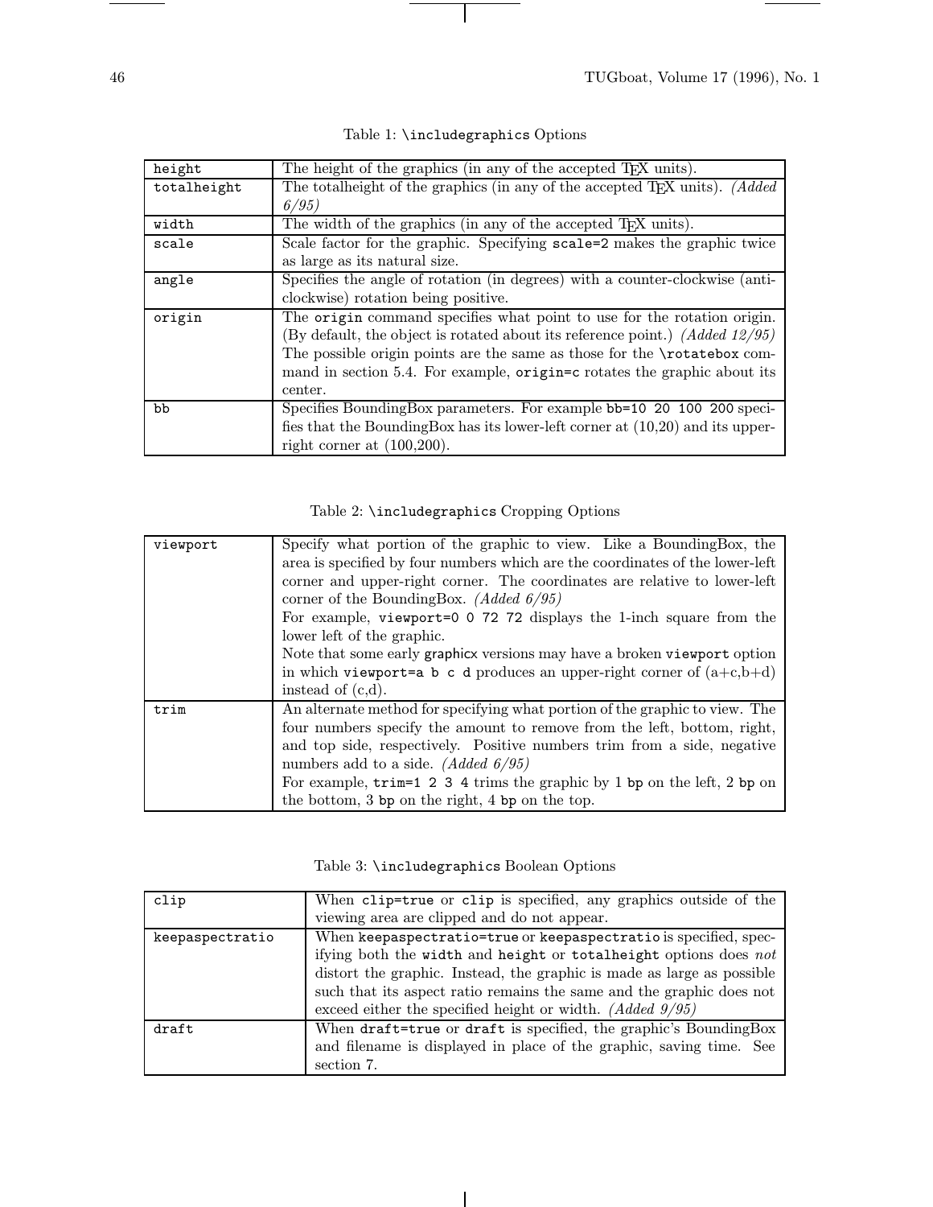Table 1: `\includegraphics` Options

| | |
|---|---|
| `height` | The height of the graphics (in any of the accepted TEX units). |
| `totalheight` | The totalheight of the graphics (in any of the accepted TEX units). *(Added 6/95)* |
| `width` | The width of the graphics (in any of the accepted TEX units). |
| `scale` | Scale factor for the graphic. Specifying `scale=2` makes the graphic twice as large as its natural size. |
| `angle` | Specifies the angle of rotation (in degrees) with a counter-clockwise (anti-clockwise) rotation being positive. |
| `origin` | The `origin` command specifies what point to use for the rotation origin. (By default, the object is rotated about its reference point.) *(Added 12/95)* The possible origin points are the same as those for the `\rotatebox` command in section 5.4. For example, `origin=c` rotates the graphic about its center. |
| `bb` | Specifies BoundingBox parameters. For example `bb=10 20 100 200` specifies that the BoundingBox has its lower-left corner at (10,20) and its upper-right corner at (100,200). |

Table 2: `\includegraphics` Cropping Options

| | |
|---|---|
| `viewport` | Specify what portion of the graphic to view. Like a BoundingBox, the area is specified by four numbers which are the coordinates of the lower-left corner and upper-right corner. The coordinates are relative to lower-left corner of the BoundingBox. *(Added 6/95)* For example, `viewport=0 0 72 72` displays the 1-inch square from the lower left of the graphic. Note that some early graphicx versions may have a broken `viewport` option in which `viewport=a b c d` produces an upper-right corner of (a+c,b+d) instead of (c,d). |
| `trim` | An alternate method for specifying what portion of the graphic to view. The four numbers specify the amount to remove from the left, bottom, right, and top side, respectively. Positive numbers trim from a side, negative numbers add to a side. *(Added 6/95)* For example, `trim=1 2 3 4` trims the graphic by 1 `bp` on the left, 2 `bp` on the bottom, 3 `bp` on the right, 4 `bp` on the top. |

Table 3: `\includegraphics` Boolean Options

| | |
|---|---|
| `clip` | When `clip=true` or `clip` is specified, any graphics outside of the viewing area are clipped and do not appear. |
| `keepaspectratio` | When `keepaspectratio=true` or `keepaspectratio` is specified, specifying both the `width` and `height` or `totalheight` options does *not* distort the graphic. Instead, the graphic is made as large as possible such that its aspect ratio remains the same and the graphic does not exceed either the specified height or width. *(Added 9/95)* |
| `draft` | When `draft=true` or `draft` is specified, the graphic's BoundingBox and filename is displayed in place of the graphic, saving time. See section 7. |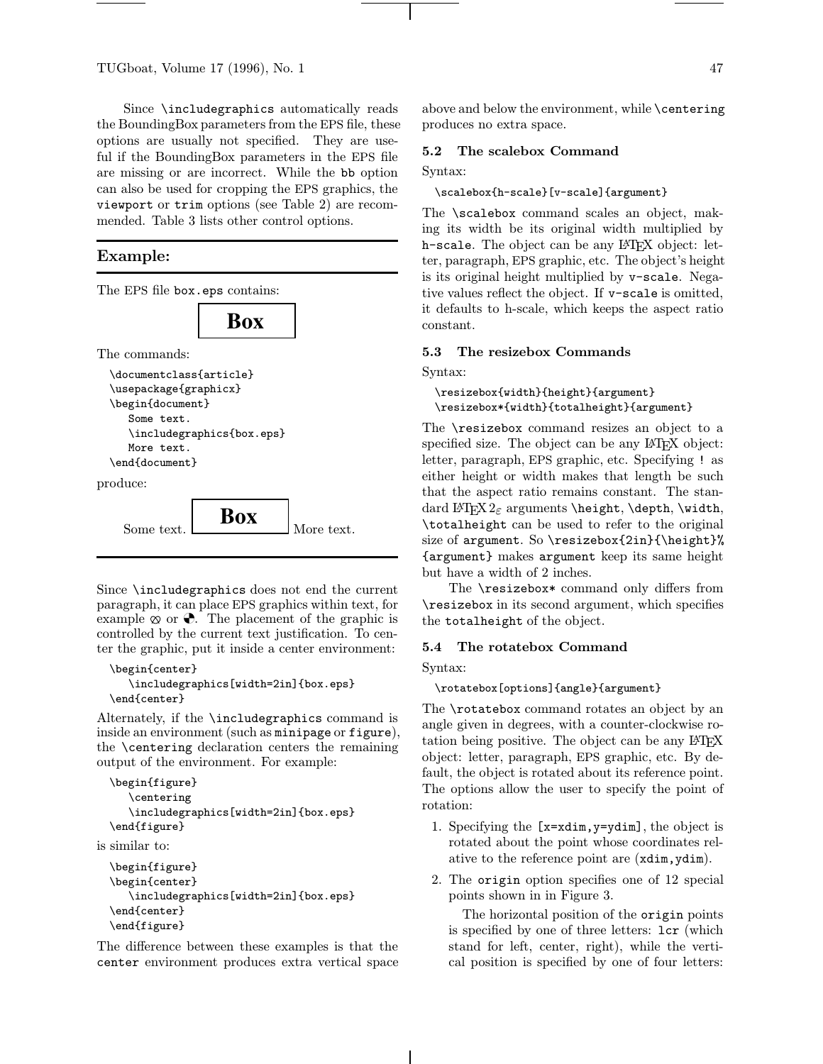Since `\includegraphics` automatically reads the BoundingBox parameters from the EPS file, these options are usually not specified. They are useful if the BoundingBox parameters in the EPS file are missing or are incorrect. While the `bb` option can also be used for cropping the EPS graphics, the `viewport` or `trim` options (see Table 2) are recommended. Table 3 lists other control options.

**Example:**

The EPS file `box.eps` contains:

**Box**

The commands:

```
\documentclass{article}
\usepackage{graphicx}
\begin{document}
   Some text.
   \includegraphics{box.eps}
   More text.
\end{document}
```

produce:

Some text. **Box** More text.

Since `\includegraphics` does not end the current paragraph, it can place EPS graphics within text, for example ⊗ or ◕. The placement of the graphic is controlled by the current text justification. To center the graphic, put it inside a center environment:

```
\begin{center}
   \includegraphics[width=2in]{box.eps}
\end{center}
```

Alternately, if the `\includegraphics` command is inside an environment (such as `minipage` or `figure`), the `\centering` declaration centers the remaining output of the environment. For example:

```
\begin{figure}
   \centering
   \includegraphics[width=2in]{box.eps}
\end{figure}
```

is similar to:

```
\begin{figure}
\begin{center}
   \includegraphics[width=2in]{box.eps}
\end{center}
\end{figure}
```

The difference between these examples is that the `center` environment produces extra vertical space above and below the environment, while `\centering` produces no extra space.

### 5.2 The scalebox Command

Syntax:

```
\scalebox{h-scale}[v-scale]{argument}
```

The `\scalebox` command scales an object, making its width be its original width multiplied by `h-scale`. The object can be any LaTeX object: letter, paragraph, EPS graphic, etc. The object's height is its original height multiplied by `v-scale`. Negative values reflect the object. If `v-scale` is omitted, it defaults to h-scale, which keeps the aspect ratio constant.

### 5.3 The resizebox Commands

Syntax:

```
\resizebox{width}{height}{argument}
\resizebox*{width}{totalheight}{argument}
```

The `\resizebox` command resizes an object to a specified size. The object can be any LaTeX object: letter, paragraph, EPS graphic, etc. Specifying `!` as either height or width makes that length be such that the aspect ratio remains constant. The standard LaTeX $2_\varepsilon$ arguments `\height`, `\depth`, `\width`, `\totalheight` can be used to refer to the original size of `argument`. So `\resizebox{2in}{\height}%{argument}` makes `argument` keep its same height but have a width of 2 inches.

The `\resizebox*` command only differs from `\resizebox` in its second argument, which specifies the `totalheight` of the object.

### 5.4 The rotatebox Command

Syntax:

```
\rotatebox[options]{angle}{argument}
```

The `\rotatebox` command rotates an object by an angle given in degrees, with a counter-clockwise rotation being positive. The object can be any LaTeX object: letter, paragraph, EPS graphic, etc. By default, the object is rotated about its reference point. The options allow the user to specify the point of rotation:

1. Specifying the `[x=xdim,y=ydim]`, the object is rotated about the point whose coordinates relative to the reference point are (`xdim,ydim`).
2. The `origin` option specifies one of 12 special points shown in in Figure 3.

   The horizontal position of the `origin` points is specified by one of three letters: `lcr` (which stand for left, center, right), while the vertical position is specified by one of four letters: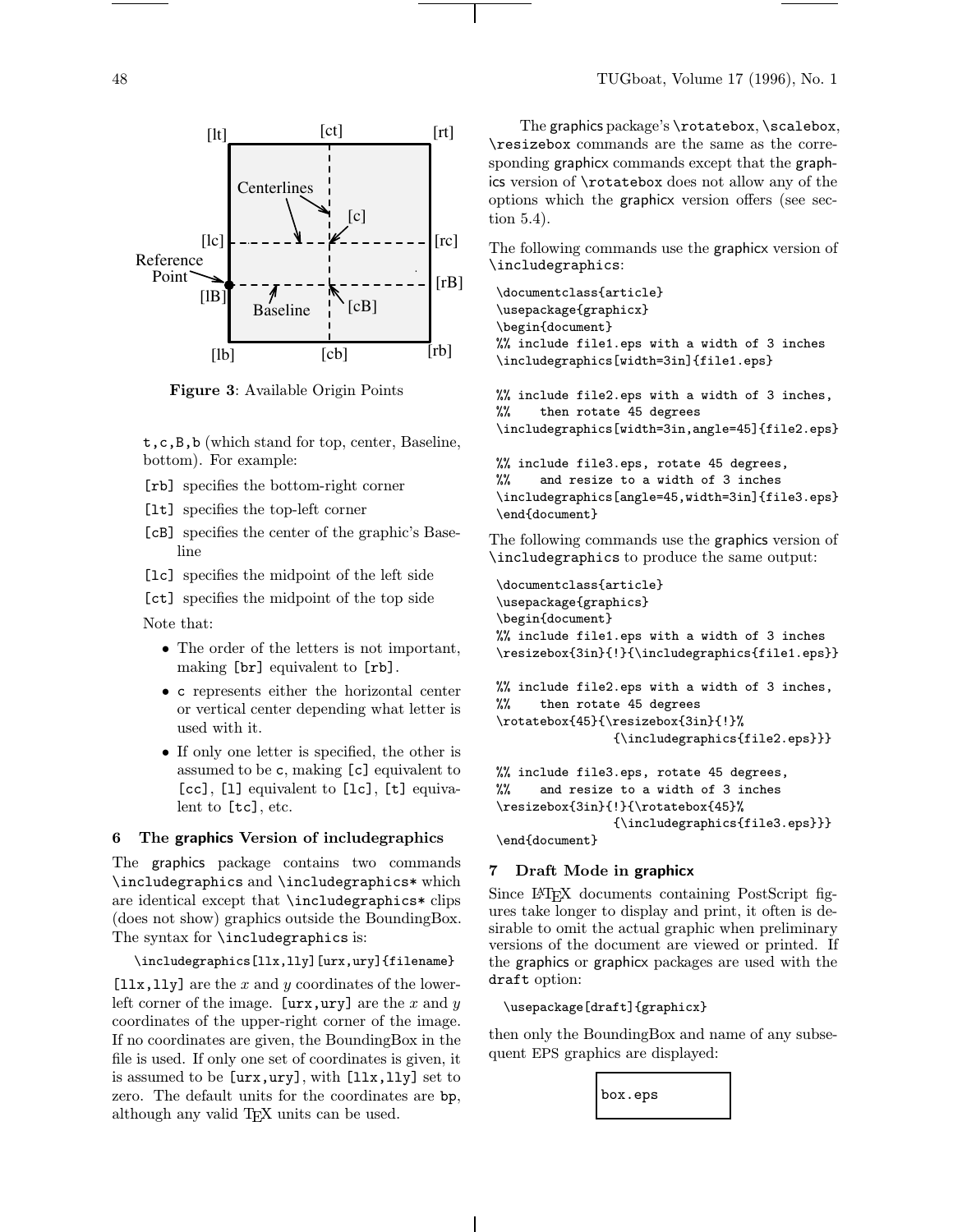**Figure 3**: Available Origin Points

t,c,B,b (which stand for top, center, Baseline, bottom). For example:

[rb] specifies the bottom-right corner

[lt] specifies the top-left corner

[cB] specifies the center of the graphic's Baseline

[lc] specifies the midpoint of the left side

[ct] specifies the midpoint of the top side

Note that:

- The order of the letters is not important, making [br] equivalent to [rb].
- c represents either the horizontal center or vertical center depending what letter is used with it.
- If only one letter is specified, the other is assumed to be c, making [c] equivalent to [cc], [l] equivalent to [lc], [t] equivalent to [tc], etc.

## 6 The graphics Version of includegraphics

The graphics package contains two commands \includegraphics and \includegraphics* which are identical except that \includegraphics* clips (does not show) graphics outside the BoundingBox. The syntax for \includegraphics is:

```
\includegraphics[llx,lly][urx,ury]{filename}
```

[llx,lly] are the $x$ and $y$ coordinates of the lower-left corner of the image. [urx,ury] are the $x$ and $y$ coordinates of the upper-right corner of the image. If no coordinates are given, the BoundingBox in the file is used. If only one set of coordinates is given, it is assumed to be [urx,ury], with [llx,lly] set to zero. The default units for the coordinates are bp, although any valid TeX units can be used.

The graphics package's \rotatebox, \scalebox, \resizebox commands are the same as the corresponding graphicx commands except that the graphics version of \rotatebox does not allow any of the options which the graphicx version offers (see section 5.4).

The following commands use the graphicx version of \includegraphics:

```
\documentclass{article}
\usepackage{graphicx}
\begin{document}
%% include file1.eps with a width of 3 inches
\includegraphics[width=3in]{file1.eps}

%% include file2.eps with a width of 3 inches,
%%    then rotate 45 degrees
\includegraphics[width=3in,angle=45]{file2.eps}

%% include file3.eps, rotate 45 degrees,
%%    and resize to a width of 3 inches
\includegraphics[angle=45,width=3in]{file3.eps}
\end{document}
```

The following commands use the graphics version of \includegraphics to produce the same output:

```
\documentclass{article}
\usepackage{graphics}
\begin{document}
%% include file1.eps with a width of 3 inches
\resizebox{3in}{!}{\includegraphics{file1.eps}}

%% include file2.eps with a width of 3 inches,
%%    then rotate 45 degrees
\rotatebox{45}{\resizebox{3in}{!}%
               {\includegraphics{file2.eps}}}

%% include file3.eps, rotate 45 degrees,
%%    and resize to a width of 3 inches
\resizebox{3in}{!}{\rotatebox{45}%
               {\includegraphics{file3.eps}}}
\end{document}
```

## 7 Draft Mode in graphicx

Since LaTeX documents containing PostScript figures take longer to display and print, it often is desirable to omit the actual graphic when preliminary versions of the document are viewed or printed. If the graphics or graphicx packages are used with the draft option:

```
\usepackage[draft]{graphicx}
```

then only the BoundingBox and name of any subsequent EPS graphics are displayed:

box.eps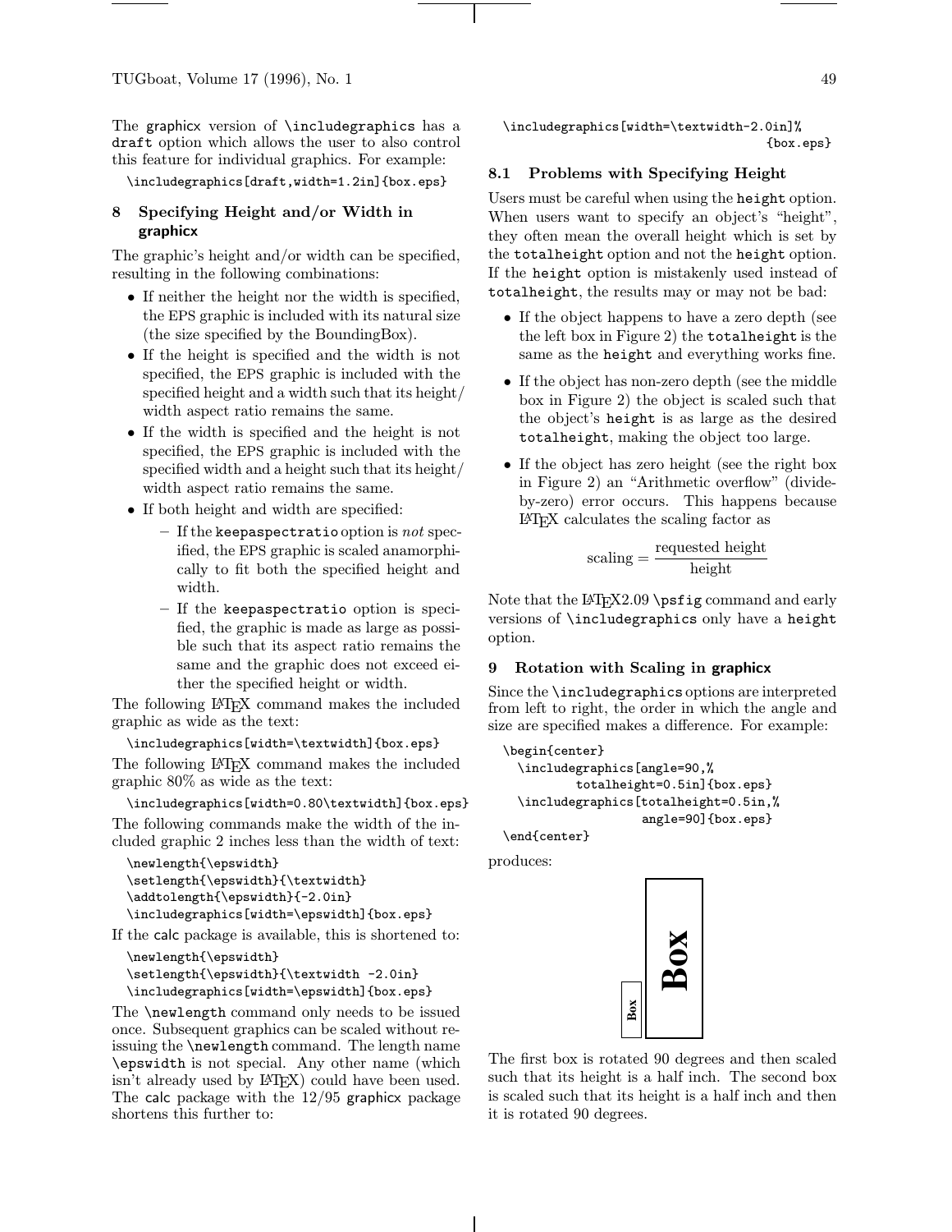The graphicx version of `\includegraphics` has a `draft` option which allows the user to also control this feature for individual graphics. For example:

```
\includegraphics[draft,width=1.2in]{box.eps}
```

## 8 Specifying Height and/or Width in graphicx

The graphic's height and/or width can be specified, resulting in the following combinations:

- If neither the height nor the width is specified, the EPS graphic is included with its natural size (the size specified by the BoundingBox).
- If the height is specified and the width is not specified, the EPS graphic is included with the specified height and a width such that its height/width aspect ratio remains the same.
- If the width is specified and the height is not specified, the EPS graphic is included with the specified width and a height such that its height/width aspect ratio remains the same.
- If both height and width are specified:
  - If the `keepaspectratio` option is *not* specified, the EPS graphic is scaled anamorphically to fit both the specified height and width.
  - If the `keepaspectratio` option is specified, the graphic is made as large as possible such that its aspect ratio remains the same and the graphic does not exceed either the specified height or width.

The following LaTeX command makes the included graphic as wide as the text:

```
\includegraphics[width=\textwidth]{box.eps}
```

The following LaTeX command makes the included graphic 80% as wide as the text:

```
\includegraphics[width=0.80\textwidth]{box.eps}
```

The following commands make the width of the included graphic 2 inches less than the width of text:

```
\newlength{\epswidth}
\setlength{\epswidth}{\textwidth}
\addtolength{\epswidth}{-2.0in}
\includegraphics[width=\epswidth]{box.eps}
```

If the calc package is available, this is shortened to:

```
\newlength{\epswidth}
\setlength{\epswidth}{\textwidth -2.0in}
\includegraphics[width=\epswidth]{box.eps}
```

The `\newlength` command only needs to be issued once. Subsequent graphics can be scaled without reissuing the `\newlength` command. The length name `\epswidth` is not special. Any other name (which isn't already used by LaTeX) could have been used. The calc package with the 12/95 graphicx package shortens this further to:

```
\includegraphics[width=\textwidth-2.0in]%
                                   {box.eps}
```

### 8.1 Problems with Specifying Height

Users must be careful when using the `height` option. When users want to specify an object's "height", they often mean the overall height which is set by the `totalheight` option and not the `height` option. If the `height` option is mistakenly used instead of `totalheight`, the results may or may not be bad:

- If the object happens to have a zero depth (see the left box in Figure 2) the `totalheight` is the same as the `height` and everything works fine.
- If the object has non-zero depth (see the middle box in Figure 2) the object is scaled such that the object's `height` is as large as the desired `totalheight`, making the object too large.
- If the object has zero height (see the right box in Figure 2) an "Arithmetic overflow" (divide-by-zero) error occurs. This happens because LaTeX calculates the scaling factor as

$$\text{scaling} = \frac{\text{requested height}}{\text{height}}$$

Note that the LaTeX2.09 `\psfig` command and early versions of `\includegraphics` only have a `height` option.

## 9 Rotation with Scaling in graphicx

Since the `\includegraphics` options are interpreted from left to right, the order in which the angle and size are specified makes a difference. For example:

```
\begin{center}
  \includegraphics[angle=90,%
          totalheight=0.5in]{box.eps}
  \includegraphics[totalheight=0.5in,%
                   angle=90]{box.eps}
\end{center}
```

produces:

The first box is rotated 90 degrees and then scaled such that its height is a half inch. The second box is scaled such that its height is a half inch and then it is rotated 90 degrees.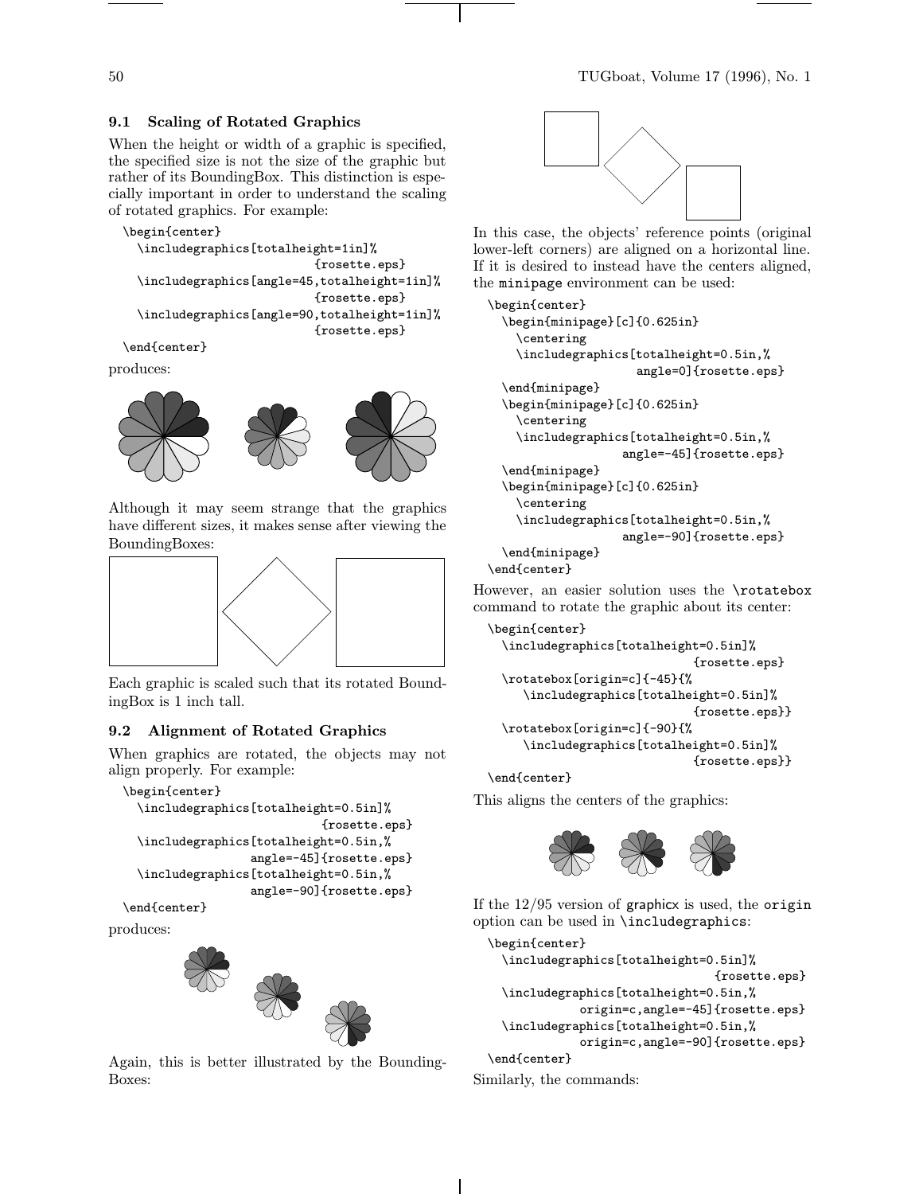### 9.1 Scaling of Rotated Graphics

When the height or width of a graphic is specified, the specified size is not the size of the graphic but rather of its BoundingBox. This distinction is especially important in order to understand the scaling of rotated graphics. For example:

```
\begin{center}
  \includegraphics[totalheight=1in]%
                          {rosette.eps}
  \includegraphics[angle=45,totalheight=1in]%
                          {rosette.eps}
  \includegraphics[angle=90,totalheight=1in]%
                          {rosette.eps}
\end{center}
```

produces:

Although it may seem strange that the graphics have different sizes, it makes sense after viewing the BoundingBoxes:

Each graphic is scaled such that its rotated BoundingBox is 1 inch tall.

### 9.2 Alignment of Rotated Graphics

When graphics are rotated, the objects may not align properly. For example:

```
\begin{center}
  \includegraphics[totalheight=0.5in]%
                          {rosette.eps}
  \includegraphics[totalheight=0.5in,%
                angle=-45]{rosette.eps}
  \includegraphics[totalheight=0.5in,%
                angle=-90]{rosette.eps}
\end{center}
```

produces:

Again, this is better illustrated by the BoundingBoxes:

In this case, the objects' reference points (original lower-left corners) are aligned on a horizontal line. If it is desired to instead have the centers aligned, the minipage environment can be used:

```
\begin{center}
  \begin{minipage}[c]{0.625in}
    \centering
    \includegraphics[totalheight=0.5in,%
                    angle=0]{rosette.eps}
  \end{minipage}
  \begin{minipage}[c]{0.625in}
    \centering
    \includegraphics[totalheight=0.5in,%
                  angle=-45]{rosette.eps}
  \end{minipage}
  \begin{minipage}[c]{0.625in}
    \centering
    \includegraphics[totalheight=0.5in,%
                  angle=-90]{rosette.eps}
  \end{minipage}
\end{center}
```

However, an easier solution uses the `\rotatebox` command to rotate the graphic about its center:

```
\begin{center}
  \includegraphics[totalheight=0.5in]%
                          {rosette.eps}
  \rotatebox[origin=c]{-45}{%
     \includegraphics[totalheight=0.5in]%
                          {rosette.eps}}
  \rotatebox[origin=c]{-90}{%
     \includegraphics[totalheight=0.5in]%
                          {rosette.eps}}
\end{center}
```

This aligns the centers of the graphics:

If the 12/95 version of graphicx is used, the origin option can be used in `\includegraphics`:

```
\begin{center}
  \includegraphics[totalheight=0.5in]%
                              {rosette.eps}
  \includegraphics[totalheight=0.5in,%
            origin=c,angle=-45]{rosette.eps}
  \includegraphics[totalheight=0.5in,%
            origin=c,angle=-90]{rosette.eps}
\end{center}
```

Similarly, the commands: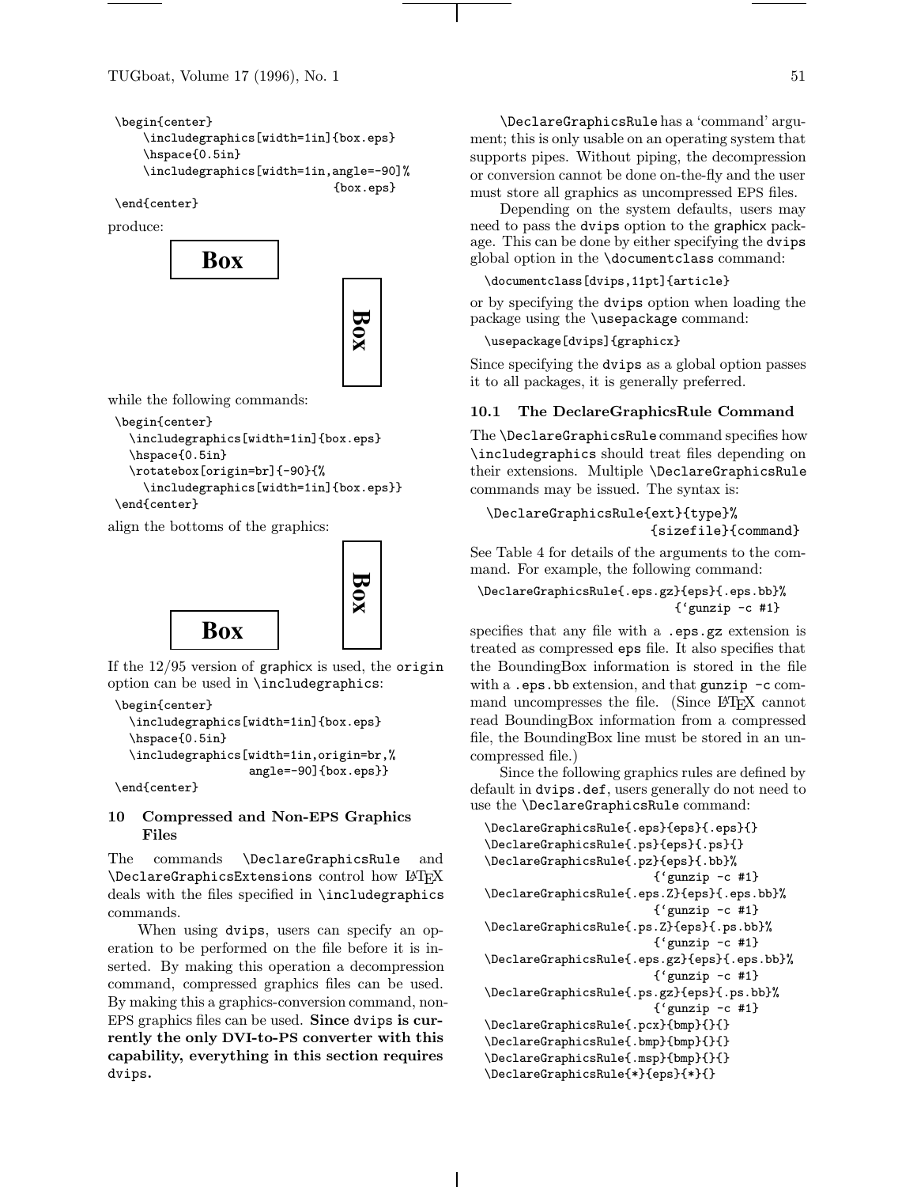```
\begin{center}
    \includegraphics[width=1in]{box.eps}
    \hspace{0.5in}
    \includegraphics[width=1in,angle=-90]%
                                {box.eps}
\end{center}
```

produce:

**Box** **Box**

while the following commands:

```
\begin{center}
  \includegraphics[width=1in]{box.eps}
  \hspace{0.5in}
  \rotatebox[origin=br]{-90}{%
    \includegraphics[width=1in]{box.eps}}
\end{center}
```

align the bottoms of the graphics:

**Box** **Box**

If the 12/95 version of graphicx is used, the `origin` option can be used in `\includegraphics`:

```
\begin{center}
  \includegraphics[width=1in]{box.eps}
  \hspace{0.5in}
  \includegraphics[width=1in,origin=br,%
                   angle=-90]{box.eps}}
\end{center}
```

## 10 Compressed and Non-EPS Graphics Files

The commands `\DeclareGraphicsRule` and `\DeclareGraphicsExtensions` control how LaTeX deals with the files specified in `\includegraphics` commands.

When using `dvips`, users can specify an operation to be performed on the file before it is inserted. By making this operation a decompression command, compressed graphics files can be used. By making this a graphics-conversion command, non-EPS graphics files can be used. **Since `dvips` is currently the only DVI-to-PS converter with this capability, everything in this section requires `dvips`.**

`\DeclareGraphicsRule` has a 'command' argument; this is only usable on an operating system that supports pipes. Without piping, the decompression or conversion cannot be done on-the-fly and the user must store all graphics as uncompressed EPS files.

Depending on the system defaults, users may need to pass the `dvips` option to the graphicx package. This can be done by either specifying the `dvips` global option in the `\documentclass` command:

```
\documentclass[dvips,11pt]{article}
```

or by specifying the `dvips` option when loading the package using the `\usepackage` command:

```
\usepackage[dvips]{graphicx}
```

Since specifying the `dvips` as a global option passes it to all packages, it is generally preferred.

### 10.1 The DeclareGraphicsRule Command

The `\DeclareGraphicsRule` command specifies how `\includegraphics` should treat files depending on their extensions. Multiple `\DeclareGraphicsRule` commands may be issued. The syntax is:

```
\DeclareGraphicsRule{ext}{type}%
                    {sizefile}{command}
```

See Table 4 for details of the arguments to the command. For example, the following command:

```
\DeclareGraphicsRule{.eps.gz}{eps}{.eps.bb}%
                            {`gunzip -c #1}
```

specifies that any file with a `.eps.gz` extension is treated as compressed `eps` file. It also specifies that the BoundingBox information is stored in the file with a `.eps.bb` extension, and that `gunzip -c` command uncompresses the file. (Since LaTeX cannot read BoundingBox information from a compressed file, the BoundingBox line must be stored in an uncompressed file.)

Since the following graphics rules are defined by default in `dvips.def`, users generally do not need to use the `\DeclareGraphicsRule` command:

```
\DeclareGraphicsRule{.eps}{eps}{.eps}{}
\DeclareGraphicsRule{.ps}{eps}{.ps}{}
\DeclareGraphicsRule{.pz}{eps}{.bb}%
                        {`gunzip -c #1}
\DeclareGraphicsRule{.eps.Z}{eps}{.eps.bb}%
                        {`gunzip -c #1}
\DeclareGraphicsRule{.ps.Z}{eps}{.ps.bb}%
                        {`gunzip -c #1}
\DeclareGraphicsRule{.eps.gz}{eps}{.eps.bb}%
                        {`gunzip -c #1}
\DeclareGraphicsRule{.ps.gz}{eps}{.ps.bb}%
                        {`gunzip -c #1}
\DeclareGraphicsRule{.pcx}{bmp}{}{}
\DeclareGraphicsRule{.bmp}{bmp}{}{}
\DeclareGraphicsRule{.msp}{bmp}{}{}
\DeclareGraphicsRule{*}{eps}{*}{}
```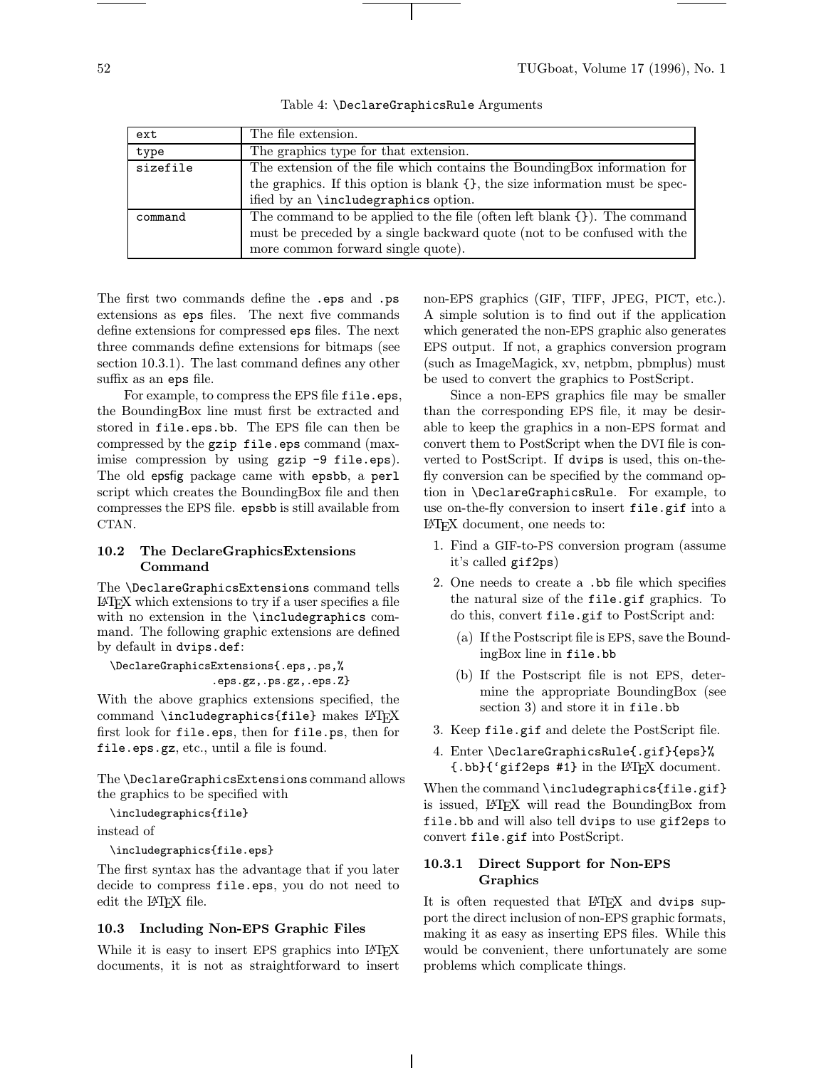Table 4: \DeclareGraphicsRule Arguments

| | |
|---|---|
| ext | The file extension. |
| type | The graphics type for that extension. |
| sizefile | The extension of the file which contains the BoundingBox information for the graphics. If this option is blank {}, the size information must be specified by an \includegraphics option. |
| command | The command to be applied to the file (often left blank {}). The command must be preceded by a single backward quote (not to be confused with the more common forward single quote). |

The first two commands define the .eps and .ps extensions as eps files. The next five commands define extensions for compressed eps files. The next three commands define extensions for bitmaps (see section 10.3.1). The last command defines any other suffix as an eps file.

For example, to compress the EPS file file.eps, the BoundingBox line must first be extracted and stored in file.eps.bb. The EPS file can then be compressed by the gzip file.eps command (maximise compression by using gzip -9 file.eps). The old epsfig package came with epsbb, a perl script which creates the BoundingBox file and then compresses the EPS file. epsbb is still available from CTAN.

### 10.2 The DeclareGraphicsExtensions Command

The \DeclareGraphicsExtensions command tells LaTeX which extensions to try if a user specifies a file with no extension in the \includegraphics command. The following graphic extensions are defined by default in dvips.def:

```
\DeclareGraphicsExtensions{.eps,.ps,%
                 .eps.gz,.ps.gz,.eps.Z}
```

With the above graphics extensions specified, the command \includegraphics{file} makes LaTeX first look for file.eps, then for file.ps, then for file.eps.gz, etc., until a file is found.

The \DeclareGraphicsExtensions command allows the graphics to be specified with

```
\includegraphics{file}
```

instead of

```
\includegraphics{file.eps}
```

The first syntax has the advantage that if you later decide to compress file.eps, you do not need to edit the LaTeX file.

### 10.3 Including Non-EPS Graphic Files

While it is easy to insert EPS graphics into LaTeX documents, it is not as straightforward to insert non-EPS graphics (GIF, TIFF, JPEG, PICT, etc.). A simple solution is to find out if the application which generated the non-EPS graphic also generates EPS output. If not, a graphics conversion program (such as ImageMagick, xv, netpbm, pbmplus) must be used to convert the graphics to PostScript.

Since a non-EPS graphics file may be smaller than the corresponding EPS file, it may be desirable to keep the graphics in a non-EPS format and convert them to PostScript when the DVI file is converted to PostScript. If dvips is used, this on-the-fly conversion can be specified by the command option in \DeclareGraphicsRule. For example, to use on-the-fly conversion to insert file.gif into a LaTeX document, one needs to:

1. Find a GIF-to-PS conversion program (assume it's called gif2ps)
2. One needs to create a .bb file which specifies the natural size of the file.gif graphics. To do this, convert file.gif to PostScript and:
   (a) If the Postscript file is EPS, save the BoundingBox line in file.bb
   (b) If the Postscript file is not EPS, determine the appropriate BoundingBox (see section 3) and store it in file.bb
3. Keep file.gif and delete the PostScript file.
4. Enter \DeclareGraphicsRule{.gif}{eps}%
   {.bb}{`gif2eps #1} in the LaTeX document.

When the command \includegraphics{file.gif} is issued, LaTeX will read the BoundingBox from file.bb and will also tell dvips to use gif2eps to convert file.gif into PostScript.

#### 10.3.1 Direct Support for Non-EPS Graphics

It is often requested that LaTeX and dvips support the direct inclusion of non-EPS graphic formats, making it as easy as inserting EPS files. While this would be convenient, there unfortunately are some problems which complicate things.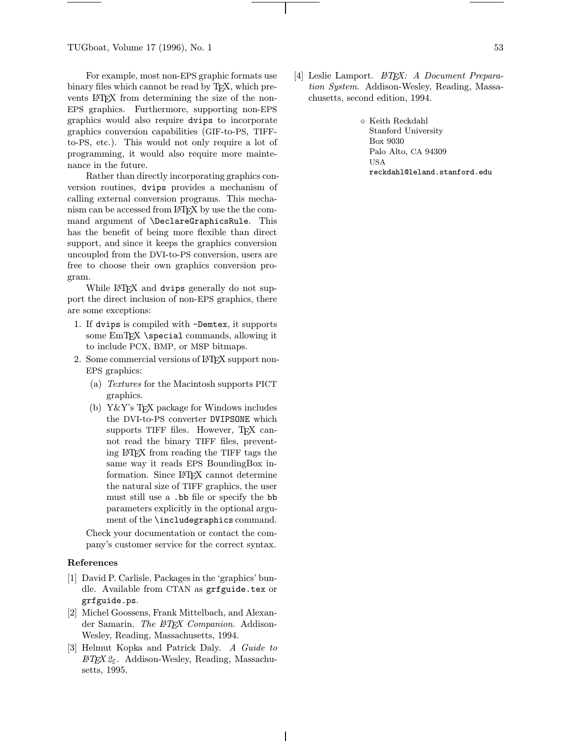For example, most non-EPS graphic formats use binary files which cannot be read by TeX, which prevents LaTeX from determining the size of the non-EPS graphics. Furthermore, supporting non-EPS graphics would also require `dvips` to incorporate graphics conversion capabilities (GIF-to-PS, TIFF-to-PS, etc.). This would not only require a lot of programming, it would also require more maintenance in the future.

Rather than directly incorporating graphics conversion routines, `dvips` provides a mechanism of calling external conversion programs. This mechanism can be accessed from LaTeX by use the the command argument of `\DeclareGraphicsRule`. This has the benefit of being more flexible than direct support, and since it keeps the graphics conversion uncoupled from the DVI-to-PS conversion, users are free to choose their own graphics conversion program.

While LaTeX and `dvips` generally do not support the direct inclusion of non-EPS graphics, there are some exceptions:

1. If `dvips` is compiled with `-Demtex`, it supports some EmTeX `\special` commands, allowing it to include PCX, BMP, or MSP bitmaps.
2. Some commercial versions of LaTeX support non-EPS graphics:
   (a) *Textures* for the Macintosh supports PICT graphics.
   (b) Y&Y's TeX package for Windows includes the DVI-to-PS converter `DVIPSONE` which supports TIFF files. However, TeX cannot read the binary TIFF files, preventing LaTeX from reading the TIFF tags the same way it reads EPS BoundingBox information. Since LaTeX cannot determine the natural size of TIFF graphics, the user must still use a `.bb` file or specify the `bb` parameters explicitly in the optional argument of the `\includegraphics` command.

Check your documentation or contact the company's customer service for the correct syntax.

### References

[1] David P. Carlisle. Packages in the 'graphics' bundle. Available from CTAN as `grfguide.tex` or `grfguide.ps`.

[2] Michel Goossens, Frank Mittelbach, and Alexander Samarin. *The LaTeX Companion*. Addison-Wesley, Reading, Massachusetts, 1994.

[3] Helmut Kopka and Patrick Daly. *A Guide to LaTeX 2ε*. Addison-Wesley, Reading, Massachusetts, 1995.

[4] Leslie Lamport. *LaTeX: A Document Preparation System*. Addison-Wesley, Reading, Massachusetts, second edition, 1994.

⋄ Keith Reckdahl
Stanford University
Box 9030
Palo Alto, CA 94309
USA
`reckdahl@leland.stanford.edu`